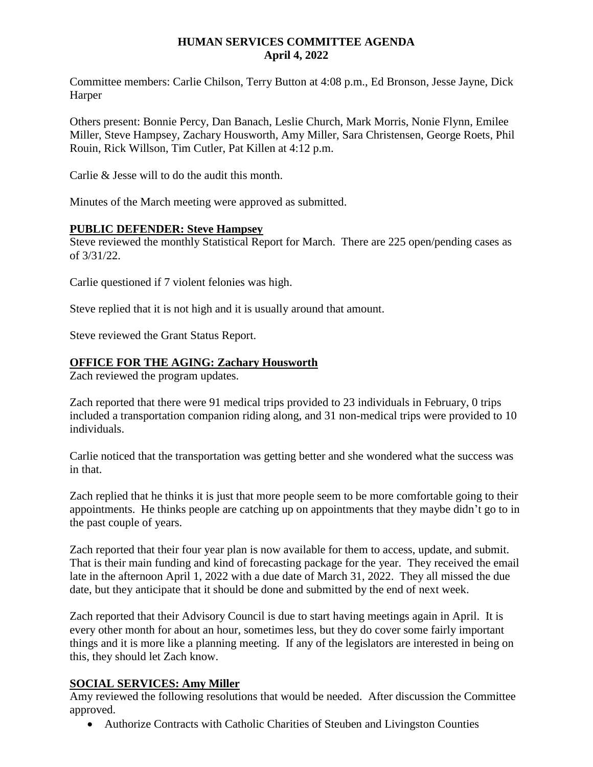# HUMAN SERVICES COMMITTEE AGENDA
**April 4, 2022**

Committee members: Carlie Chilson, Terry Button at 4:08 p.m., Ed Bronson, Jesse Jayne, Dick Harper

Others present: Bonnie Percy, Dan Banach, Leslie Church, Mark Morris, Nonie Flynn, Emilee Miller, Steve Hampsey, Zachary Housworth, Amy Miller, Sara Christensen, George Roets, Phil Rouin, Rick Willson, Tim Cutler, Pat Killen at 4:12 p.m.

Carlie & Jesse will to do the audit this month.

Minutes of the March meeting were approved as submitted.

## PUBLIC DEFENDER: Steve Hampsey

Steve reviewed the monthly Statistical Report for March. There are 225 open/pending cases as of 3/31/22.

Carlie questioned if 7 violent felonies was high.

Steve replied that it is not high and it is usually around that amount.

Steve reviewed the Grant Status Report.

## OFFICE FOR THE AGING: Zachary Housworth

Zach reviewed the program updates.

Zach reported that there were 91 medical trips provided to 23 individuals in February, 0 trips included a transportation companion riding along, and 31 non-medical trips were provided to 10 individuals.

Carlie noticed that the transportation was getting better and she wondered what the success was in that.

Zach replied that he thinks it is just that more people seem to be more comfortable going to their appointments. He thinks people are catching up on appointments that they maybe didn't go to in the past couple of years.

Zach reported that their four year plan is now available for them to access, update, and submit. That is their main funding and kind of forecasting package for the year. They received the email late in the afternoon April 1, 2022 with a due date of March 31, 2022. They all missed the due date, but they anticipate that it should be done and submitted by the end of next week.

Zach reported that their Advisory Council is due to start having meetings again in April. It is every other month for about an hour, sometimes less, but they do cover some fairly important things and it is more like a planning meeting. If any of the legislators are interested in being on this, they should let Zach know.

## SOCIAL SERVICES: Amy Miller

Amy reviewed the following resolutions that would be needed. After discussion the Committee approved.

- Authorize Contracts with Catholic Charities of Steuben and Livingston Counties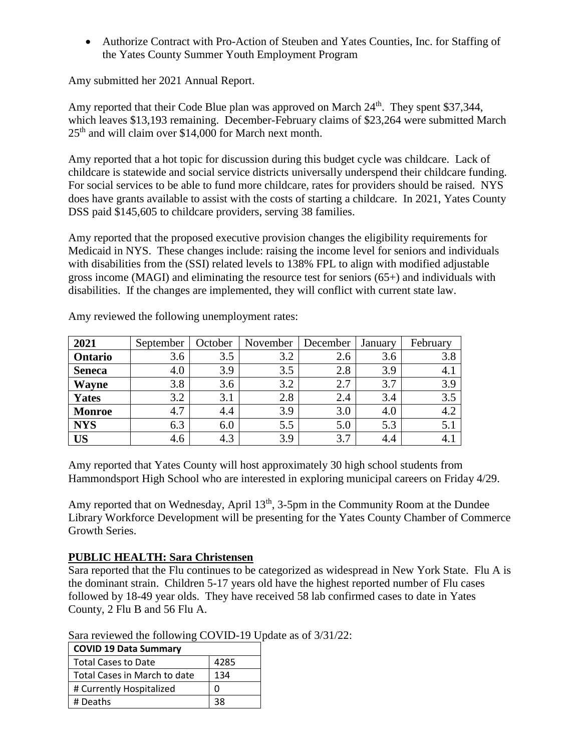- Authorize Contract with Pro-Action of Steuben and Yates Counties, Inc. for Staffing of the Yates County Summer Youth Employment Program

Amy submitted her 2021 Annual Report.

Amy reported that their Code Blue plan was approved on March 24th. They spent $37,344, which leaves $13,193 remaining. December-February claims of $23,264 were submitted March 25th and will claim over $14,000 for March next month.

Amy reported that a hot topic for discussion during this budget cycle was childcare. Lack of childcare is statewide and social service districts universally underspend their childcare funding. For social services to be able to fund more childcare, rates for providers should be raised. NYS does have grants available to assist with the costs of starting a childcare. In 2021, Yates County DSS paid $145,605 to childcare providers, serving 38 families.

Amy reported that the proposed executive provision changes the eligibility requirements for Medicaid in NYS. These changes include: raising the income level for seniors and individuals with disabilities from the (SSI) related levels to 138% FPL to align with modified adjustable gross income (MAGI) and eliminating the resource test for seniors (65+) and individuals with disabilities. If the changes are implemented, they will conflict with current state law.

Amy reviewed the following unemployment rates:

| **2021** | September | October | November | December | January | February |
|---|---|---|---|---|---|---|
| **Ontario** | 3.6 | 3.5 | 3.2 | 2.6 | 3.6 | 3.8 |
| **Seneca** | 4.0 | 3.9 | 3.5 | 2.8 | 3.9 | 4.1 |
| **Wayne** | 3.8 | 3.6 | 3.2 | 2.7 | 3.7 | 3.9 |
| **Yates** | 3.2 | 3.1 | 2.8 | 2.4 | 3.4 | 3.5 |
| **Monroe** | 4.7 | 4.4 | 3.9 | 3.0 | 4.0 | 4.2 |
| **NYS** | 6.3 | 6.0 | 5.5 | 5.0 | 5.3 | 5.1 |
| **US** | 4.6 | 4.3 | 3.9 | 3.7 | 4.4 | 4.1 |

Amy reported that Yates County will host approximately 30 high school students from Hammondsport High School who are interested in exploring municipal careers on Friday 4/29.

Amy reported that on Wednesday, April 13th, 3-5pm in the Community Room at the Dundee Library Workforce Development will be presenting for the Yates County Chamber of Commerce Growth Series.

## PUBLIC HEALTH: Sara Christensen

Sara reported that the Flu continues to be categorized as widespread in New York State. Flu A is the dominant strain. Children 5-17 years old have the highest reported number of Flu cases followed by 18-49 year olds. They have received 58 lab confirmed cases to date in Yates County, 2 Flu B and 56 Flu A.

Sara reviewed the following COVID-19 Update as of 3/31/22:

| **COVID 19 Data Summary** | |
|---|---|
| Total Cases to Date | 4285 |
| Total Cases in March to date | 134 |
| # Currently Hospitalized | 0 |
| # Deaths | 38 |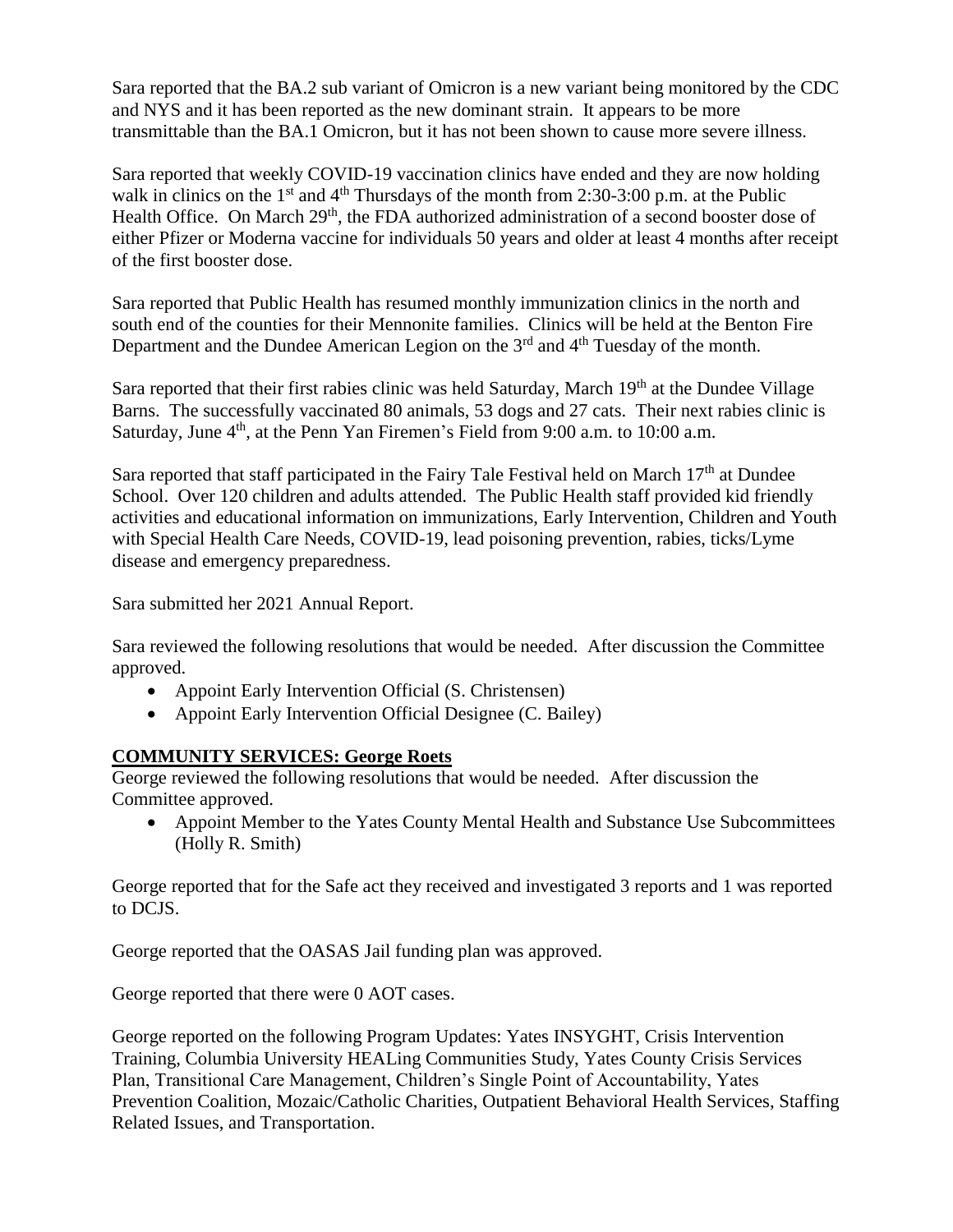Sara reported that the BA.2 sub variant of Omicron is a new variant being monitored by the CDC and NYS and it has been reported as the new dominant strain. It appears to be more transmittable than the BA.1 Omicron, but it has not been shown to cause more severe illness.

Sara reported that weekly COVID-19 vaccination clinics have ended and they are now holding walk in clinics on the 1st and 4th Thursdays of the month from 2:30-3:00 p.m. at the Public Health Office. On March 29th, the FDA authorized administration of a second booster dose of either Pfizer or Moderna vaccine for individuals 50 years and older at least 4 months after receipt of the first booster dose.

Sara reported that Public Health has resumed monthly immunization clinics in the north and south end of the counties for their Mennonite families. Clinics will be held at the Benton Fire Department and the Dundee American Legion on the 3rd and 4th Tuesday of the month.

Sara reported that their first rabies clinic was held Saturday, March 19th at the Dundee Village Barns. The successfully vaccinated 80 animals, 53 dogs and 27 cats. Their next rabies clinic is Saturday, June 4th, at the Penn Yan Firemen's Field from 9:00 a.m. to 10:00 a.m.

Sara reported that staff participated in the Fairy Tale Festival held on March 17th at Dundee School. Over 120 children and adults attended. The Public Health staff provided kid friendly activities and educational information on immunizations, Early Intervention, Children and Youth with Special Health Care Needs, COVID-19, lead poisoning prevention, rabies, ticks/Lyme disease and emergency preparedness.

Sara submitted her 2021 Annual Report.

Sara reviewed the following resolutions that would be needed. After discussion the Committee approved.

- Appoint Early Intervention Official (S. Christensen)
- Appoint Early Intervention Official Designee (C. Bailey)

**COMMUNITY SERVICES: George Roets**

George reviewed the following resolutions that would be needed. After discussion the Committee approved.

- Appoint Member to the Yates County Mental Health and Substance Use Subcommittees (Holly R. Smith)

George reported that for the Safe act they received and investigated 3 reports and 1 was reported to DCJS.

George reported that the OASAS Jail funding plan was approved.

George reported that there were 0 AOT cases.

George reported on the following Program Updates: Yates INSYGHT, Crisis Intervention Training, Columbia University HEALing Communities Study, Yates County Crisis Services Plan, Transitional Care Management, Children's Single Point of Accountability, Yates Prevention Coalition, Mozaic/Catholic Charities, Outpatient Behavioral Health Services, Staffing Related Issues, and Transportation.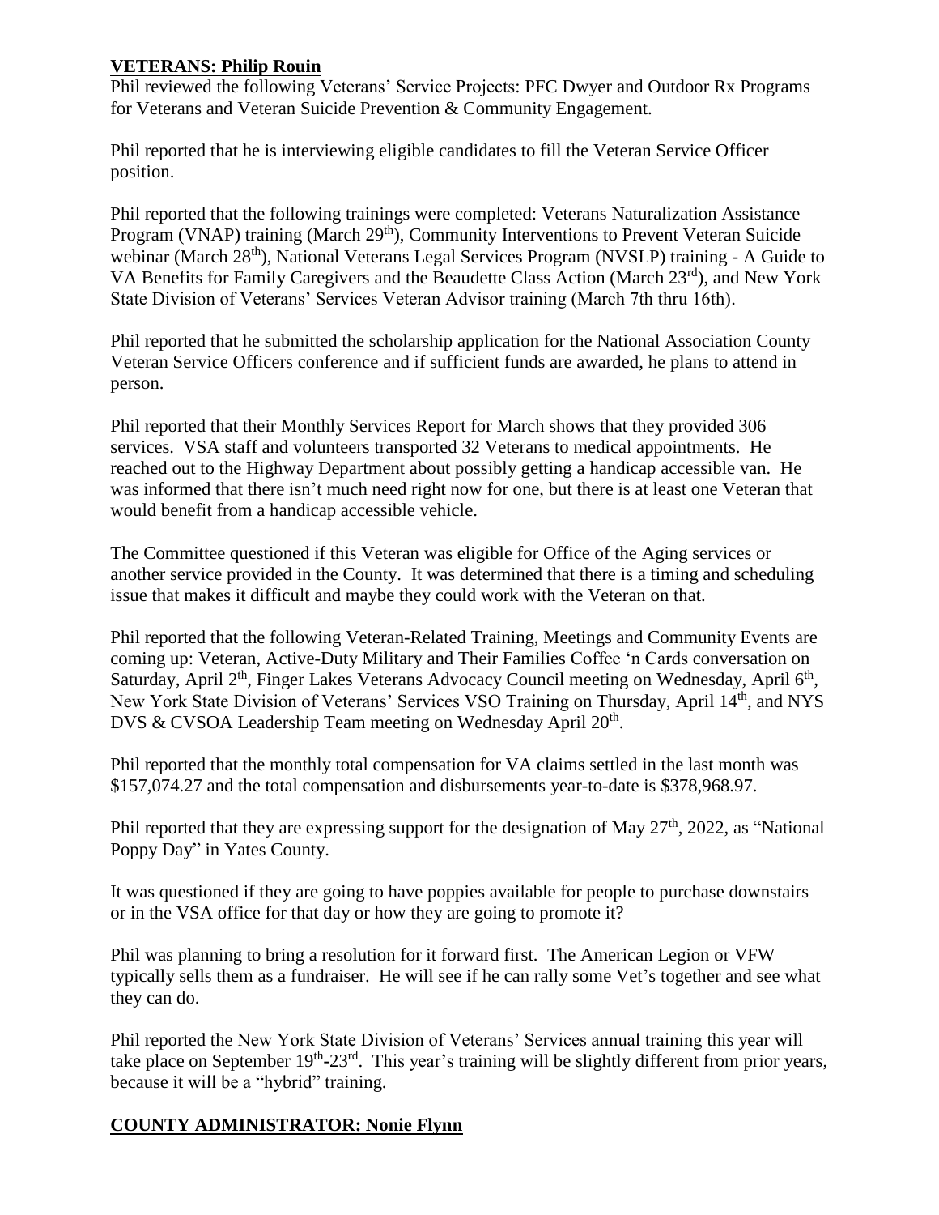## **VETERANS: Philip Rouin**

Phil reviewed the following Veterans' Service Projects: PFC Dwyer and Outdoor Rx Programs for Veterans and Veteran Suicide Prevention & Community Engagement.

Phil reported that he is interviewing eligible candidates to fill the Veteran Service Officer position.

Phil reported that the following trainings were completed: Veterans Naturalization Assistance Program (VNAP) training (March 29th), Community Interventions to Prevent Veteran Suicide webinar (March 28th), National Veterans Legal Services Program (NVSLP) training - A Guide to VA Benefits for Family Caregivers and the Beaudette Class Action (March 23rd), and New York State Division of Veterans' Services Veteran Advisor training (March 7th thru 16th).

Phil reported that he submitted the scholarship application for the National Association County Veteran Service Officers conference and if sufficient funds are awarded, he plans to attend in person.

Phil reported that their Monthly Services Report for March shows that they provided 306 services. VSA staff and volunteers transported 32 Veterans to medical appointments. He reached out to the Highway Department about possibly getting a handicap accessible van. He was informed that there isn't much need right now for one, but there is at least one Veteran that would benefit from a handicap accessible vehicle.

The Committee questioned if this Veteran was eligible for Office of the Aging services or another service provided in the County. It was determined that there is a timing and scheduling issue that makes it difficult and maybe they could work with the Veteran on that.

Phil reported that the following Veteran-Related Training, Meetings and Community Events are coming up: Veteran, Active-Duty Military and Their Families Coffee 'n Cards conversation on Saturday, April 2nd, Finger Lakes Veterans Advocacy Council meeting on Wednesday, April 6th, New York State Division of Veterans' Services VSO Training on Thursday, April 14th, and NYS DVS & CVSOA Leadership Team meeting on Wednesday April 20th.

Phil reported that the monthly total compensation for VA claims settled in the last month was $157,074.27 and the total compensation and disbursements year-to-date is $378,968.97.

Phil reported that they are expressing support for the designation of May 27th, 2022, as "National Poppy Day" in Yates County.

It was questioned if they are going to have poppies available for people to purchase downstairs or in the VSA office for that day or how they are going to promote it?

Phil was planning to bring a resolution for it forward first. The American Legion or VFW typically sells them as a fundraiser. He will see if he can rally some Vet's together and see what they can do.

Phil reported the New York State Division of Veterans' Services annual training this year will take place on September 19th-23rd. This year's training will be slightly different from prior years, because it will be a "hybrid" training.

## **COUNTY ADMINISTRATOR: Nonie Flynn**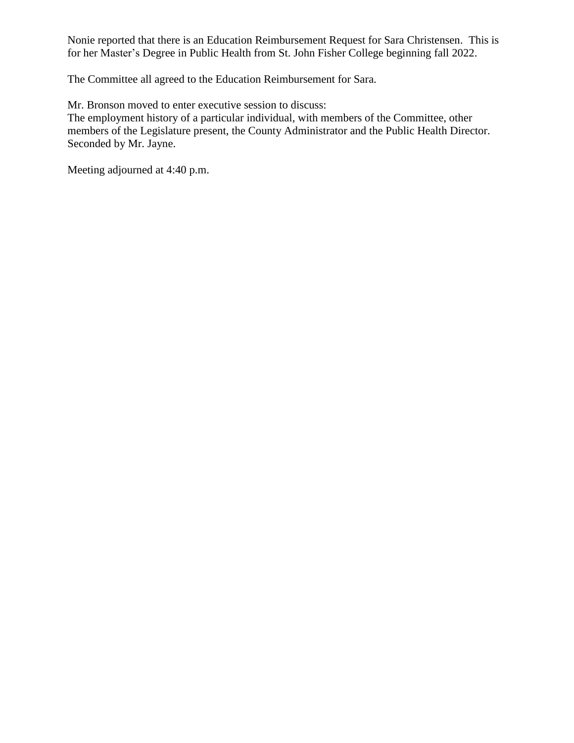Nonie reported that there is an Education Reimbursement Request for Sara Christensen. This is for her Master's Degree in Public Health from St. John Fisher College beginning fall 2022.

The Committee all agreed to the Education Reimbursement for Sara.

Mr. Bronson moved to enter executive session to discuss:
The employment history of a particular individual, with members of the Committee, other members of the Legislature present, the County Administrator and the Public Health Director. Seconded by Mr. Jayne.

Meeting adjourned at 4:40 p.m.